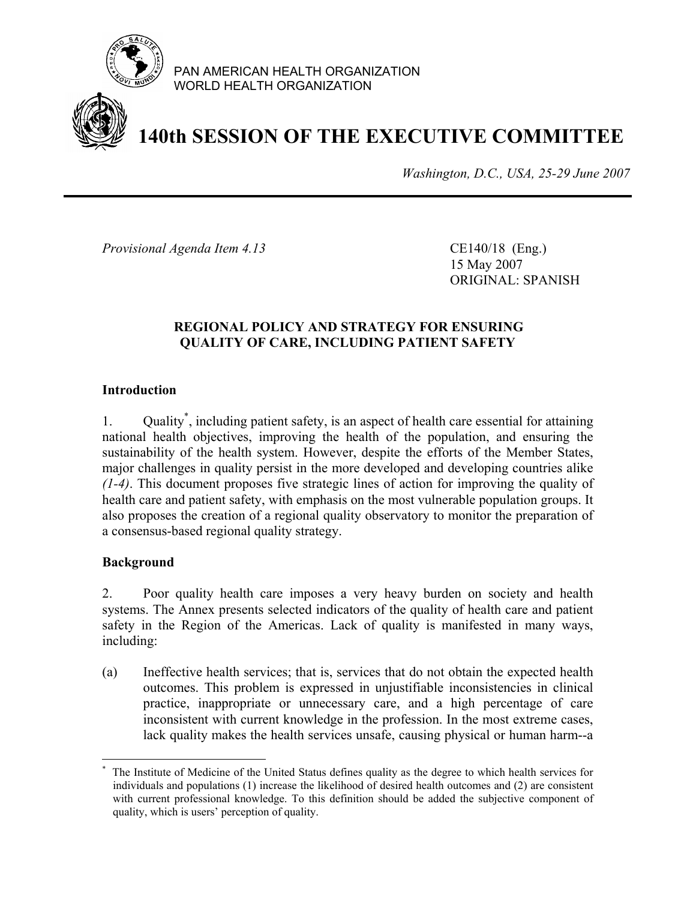PAN AMERICAN HEALTH ORGANIZATION
WORLD HEALTH ORGANIZATION

# 140th SESSION OF THE EXECUTIVE COMMITTEE

*Washington, D.C., USA, 25-29 June 2007*

*Provisional Agenda Item 4.13*

CE140/18 (Eng.)
15 May 2007
ORIGINAL: SPANISH

## REGIONAL POLICY AND STRATEGY FOR ENSURING QUALITY OF CARE, INCLUDING PATIENT SAFETY

### Introduction

1. Quality*, including patient safety, is an aspect of health care essential for attaining national health objectives, improving the health of the population, and ensuring the sustainability of the health system. However, despite the efforts of the Member States, major challenges in quality persist in the more developed and developing countries alike *(1-4)*. This document proposes five strategic lines of action for improving the quality of health care and patient safety, with emphasis on the most vulnerable population groups. It also proposes the creation of a regional quality observatory to monitor the preparation of a consensus-based regional quality strategy.

### Background

2. Poor quality health care imposes a very heavy burden on society and health systems. The Annex presents selected indicators of the quality of health care and patient safety in the Region of the Americas. Lack of quality is manifested in many ways, including:

(a) Ineffective health services; that is, services that do not obtain the expected health outcomes. This problem is expressed in unjustifiable inconsistencies in clinical practice, inappropriate or unnecessary care, and a high percentage of care inconsistent with current knowledge in the profession. In the most extreme cases, lack quality makes the health services unsafe, causing physical or human harm--a

---

* The Institute of Medicine of the United Status defines quality as the degree to which health services for individuals and populations (1) increase the likelihood of desired health outcomes and (2) are consistent with current professional knowledge. To this definition should be added the subjective component of quality, which is users' perception of quality.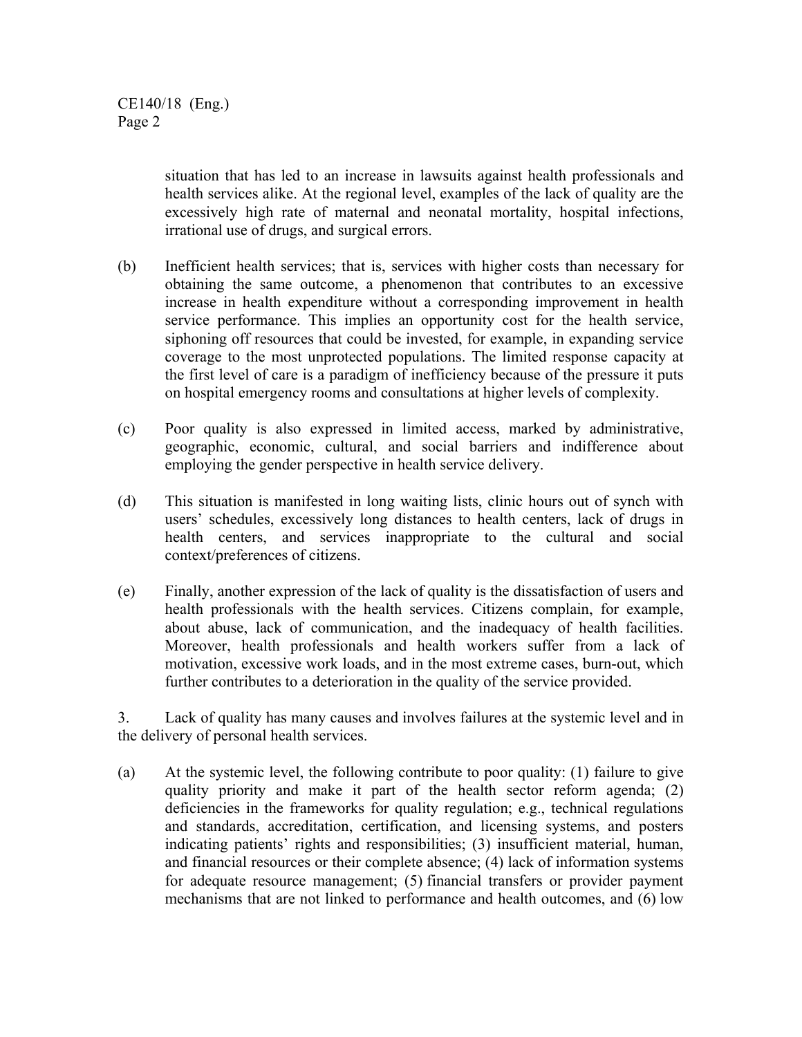situation that has led to an increase in lawsuits against health professionals and health services alike. At the regional level, examples of the lack of quality are the excessively high rate of maternal and neonatal mortality, hospital infections, irrational use of drugs, and surgical errors.

(b) Inefficient health services; that is, services with higher costs than necessary for obtaining the same outcome, a phenomenon that contributes to an excessive increase in health expenditure without a corresponding improvement in health service performance. This implies an opportunity cost for the health service, siphoning off resources that could be invested, for example, in expanding service coverage to the most unprotected populations. The limited response capacity at the first level of care is a paradigm of inefficiency because of the pressure it puts on hospital emergency rooms and consultations at higher levels of complexity.

(c) Poor quality is also expressed in limited access, marked by administrative, geographic, economic, cultural, and social barriers and indifference about employing the gender perspective in health service delivery.

(d) This situation is manifested in long waiting lists, clinic hours out of synch with users' schedules, excessively long distances to health centers, lack of drugs in health centers, and services inappropriate to the cultural and social context/preferences of citizens.

(e) Finally, another expression of the lack of quality is the dissatisfaction of users and health professionals with the health services. Citizens complain, for example, about abuse, lack of communication, and the inadequacy of health facilities. Moreover, health professionals and health workers suffer from a lack of motivation, excessive work loads, and in the most extreme cases, burn-out, which further contributes to a deterioration in the quality of the service provided.

3. Lack of quality has many causes and involves failures at the systemic level and in the delivery of personal health services.

(a) At the systemic level, the following contribute to poor quality: (1) failure to give quality priority and make it part of the health sector reform agenda; (2) deficiencies in the frameworks for quality regulation; e.g., technical regulations and standards, accreditation, certification, and licensing systems, and posters indicating patients' rights and responsibilities; (3) insufficient material, human, and financial resources or their complete absence; (4) lack of information systems for adequate resource management; (5) financial transfers or provider payment mechanisms that are not linked to performance and health outcomes, and (6) low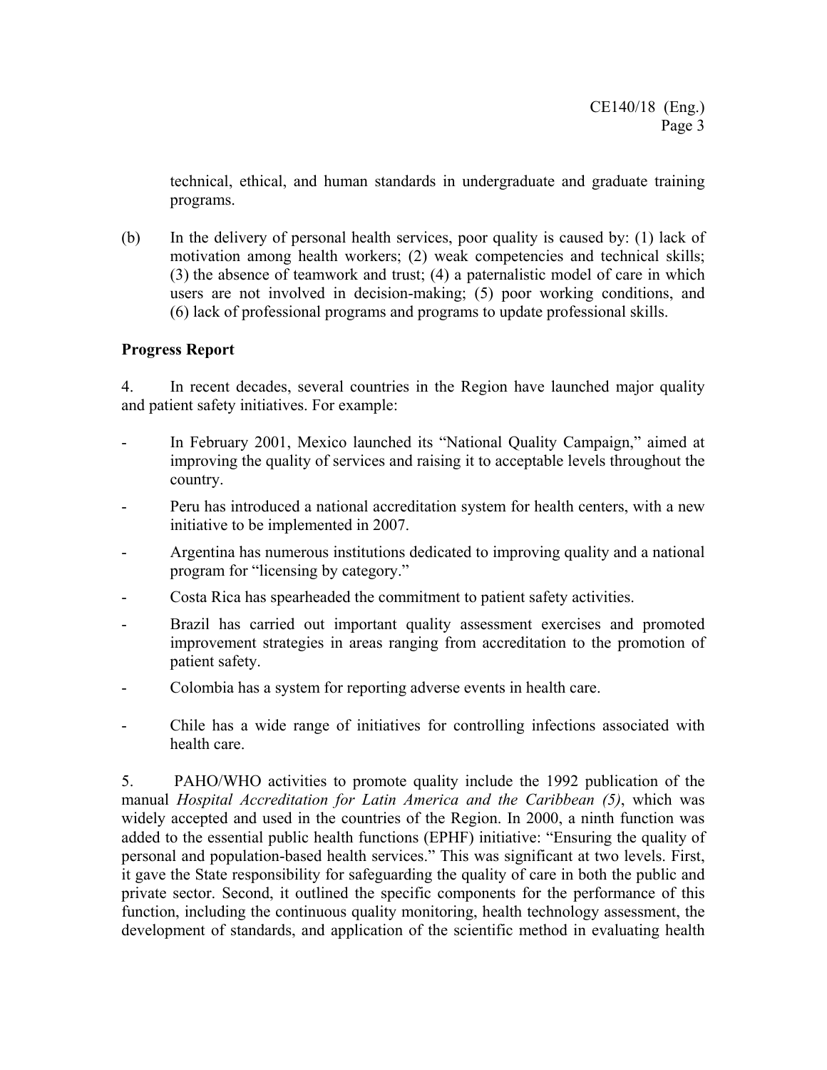technical, ethical, and human standards in undergraduate and graduate training programs.

(b) In the delivery of personal health services, poor quality is caused by: (1) lack of motivation among health workers; (2) weak competencies and technical skills; (3) the absence of teamwork and trust; (4) a paternalistic model of care in which users are not involved in decision-making; (5) poor working conditions, and (6) lack of professional programs and programs to update professional skills.

**Progress Report**

4. In recent decades, several countries in the Region have launched major quality and patient safety initiatives. For example:

- In February 2001, Mexico launched its "National Quality Campaign," aimed at improving the quality of services and raising it to acceptable levels throughout the country.
- Peru has introduced a national accreditation system for health centers, with a new initiative to be implemented in 2007.
- Argentina has numerous institutions dedicated to improving quality and a national program for "licensing by category."
- Costa Rica has spearheaded the commitment to patient safety activities.
- Brazil has carried out important quality assessment exercises and promoted improvement strategies in areas ranging from accreditation to the promotion of patient safety.
- Colombia has a system for reporting adverse events in health care.
- Chile has a wide range of initiatives for controlling infections associated with health care.

5. PAHO/WHO activities to promote quality include the 1992 publication of the manual *Hospital Accreditation for Latin America and the Caribbean (5)*, which was widely accepted and used in the countries of the Region. In 2000, a ninth function was added to the essential public health functions (EPHF) initiative: "Ensuring the quality of personal and population-based health services." This was significant at two levels. First, it gave the State responsibility for safeguarding the quality of care in both the public and private sector. Second, it outlined the specific components for the performance of this function, including the continuous quality monitoring, health technology assessment, the development of standards, and application of the scientific method in evaluating health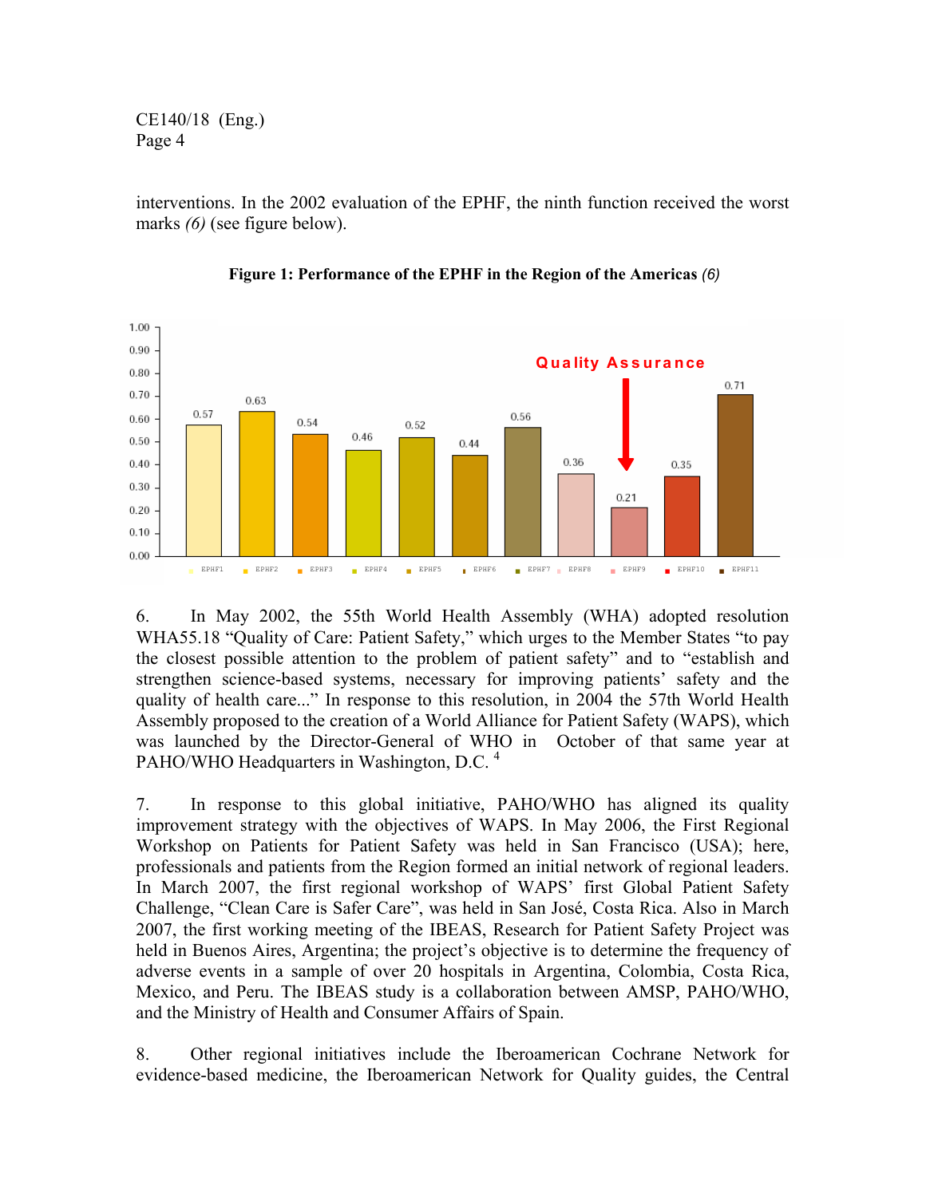interventions. In the 2002 evaluation of the EPHF, the ninth function received the worst marks *(6)* (see figure below).

**Figure 1: Performance of the EPHF in the Region of the Americas** *(6)*

| EPHF | Score |
|---|---|
| EPHF1 | 0.57 |
| EPHF2 | 0.63 |
| EPHF3 | 0.54 |
| EPHF4 | 0.46 |
| EPHF5 | 0.52 |
| EPHF6 | 0.44 |
| EPHF7 | 0.56 |
| EPHF8 | 0.36 |
| EPHF9 (Quality Assurance) | 0.21 |
| EPHF10 | 0.35 |
| EPHF11 | 0.71 |

6. In May 2002, the 55th World Health Assembly (WHA) adopted resolution WHA55.18 "Quality of Care: Patient Safety," which urges to the Member States "to pay the closest possible attention to the problem of patient safety" and to "establish and strengthen science-based systems, necessary for improving patients' safety and the quality of health care..." In response to this resolution, in 2004 the 57th World Health Assembly proposed to the creation of a World Alliance for Patient Safety (WAPS), which was launched by the Director-General of WHO in October of that same year at PAHO/WHO Headquarters in Washington, D.C. [4]

7. In response to this global initiative, PAHO/WHO has aligned its quality improvement strategy with the objectives of WAPS. In May 2006, the First Regional Workshop on Patients for Patient Safety was held in San Francisco (USA); here, professionals and patients from the Region formed an initial network of regional leaders. In March 2007, the first regional workshop of WAPS' first Global Patient Safety Challenge, "Clean Care is Safer Care", was held in San José, Costa Rica. Also in March 2007, the first working meeting of the IBEAS, Research for Patient Safety Project was held in Buenos Aires, Argentina; the project's objective is to determine the frequency of adverse events in a sample of over 20 hospitals in Argentina, Colombia, Costa Rica, Mexico, and Peru. The IBEAS study is a collaboration between AMSP, PAHO/WHO, and the Ministry of Health and Consumer Affairs of Spain.

8. Other regional initiatives include the Iberoamerican Cochrane Network for evidence-based medicine, the Iberoamerican Network for Quality guides, the Central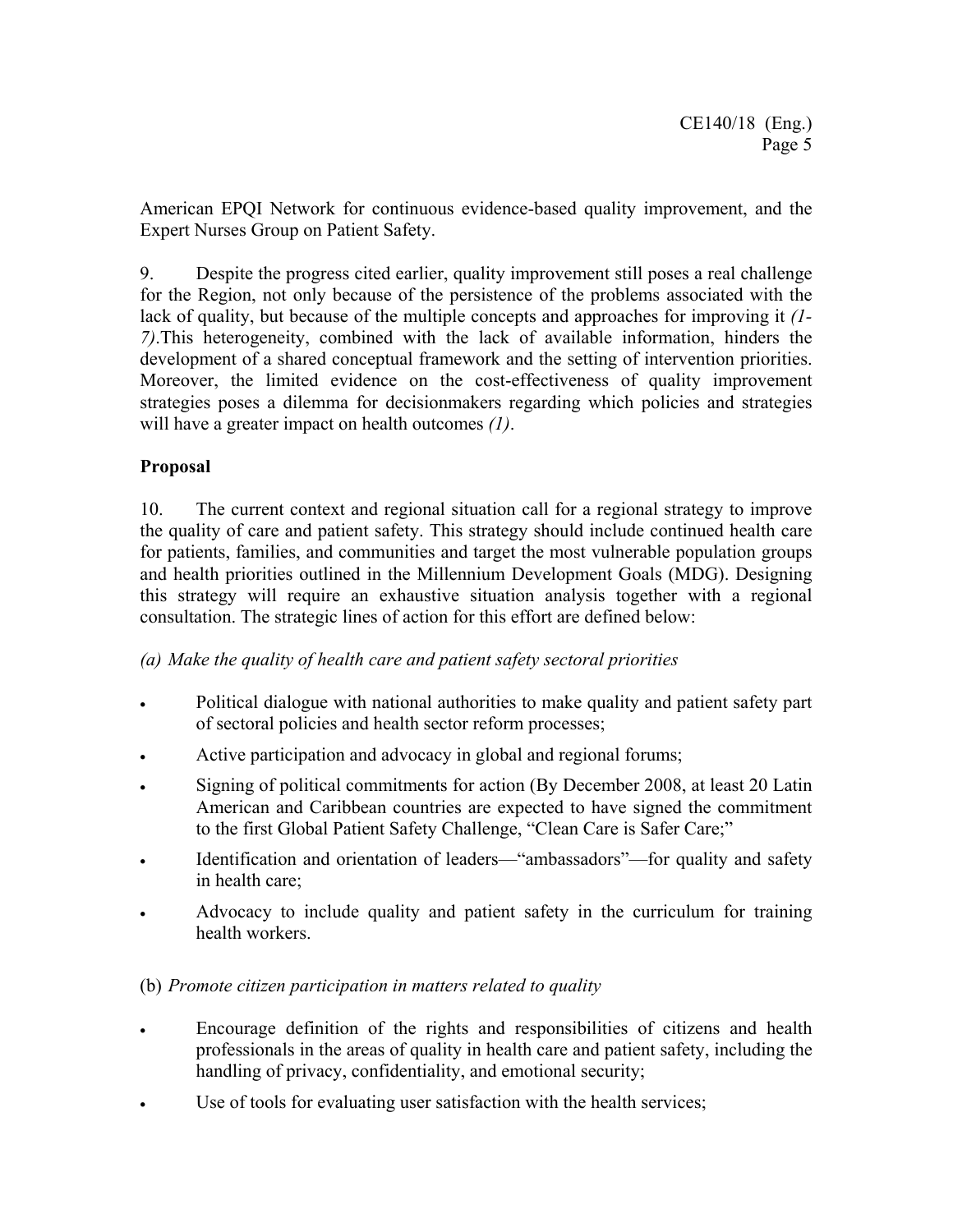American EPQI Network for continuous evidence-based quality improvement, and the Expert Nurses Group on Patient Safety.

9. Despite the progress cited earlier, quality improvement still poses a real challenge for the Region, not only because of the persistence of the problems associated with the lack of quality, but because of the multiple concepts and approaches for improving it *(1-7)*.This heterogeneity, combined with the lack of available information, hinders the development of a shared conceptual framework and the setting of intervention priorities. Moreover, the limited evidence on the cost-effectiveness of quality improvement strategies poses a dilemma for decisionmakers regarding which policies and strategies will have a greater impact on health outcomes *(1)*.

**Proposal**

10. The current context and regional situation call for a regional strategy to improve the quality of care and patient safety. This strategy should include continued health care for patients, families, and communities and target the most vulnerable population groups and health priorities outlined in the Millennium Development Goals (MDG). Designing this strategy will require an exhaustive situation analysis together with a regional consultation. The strategic lines of action for this effort are defined below:

*(a) Make the quality of health care and patient safety sectoral priorities*

- Political dialogue with national authorities to make quality and patient safety part of sectoral policies and health sector reform processes;
- Active participation and advocacy in global and regional forums;
- Signing of political commitments for action (By December 2008, at least 20 Latin American and Caribbean countries are expected to have signed the commitment to the first Global Patient Safety Challenge, "Clean Care is Safer Care;"
- Identification and orientation of leaders—"ambassadors"—for quality and safety in health care;
- Advocacy to include quality and patient safety in the curriculum for training health workers.

(b) *Promote citizen participation in matters related to quality*

- Encourage definition of the rights and responsibilities of citizens and health professionals in the areas of quality in health care and patient safety, including the handling of privacy, confidentiality, and emotional security;
- Use of tools for evaluating user satisfaction with the health services;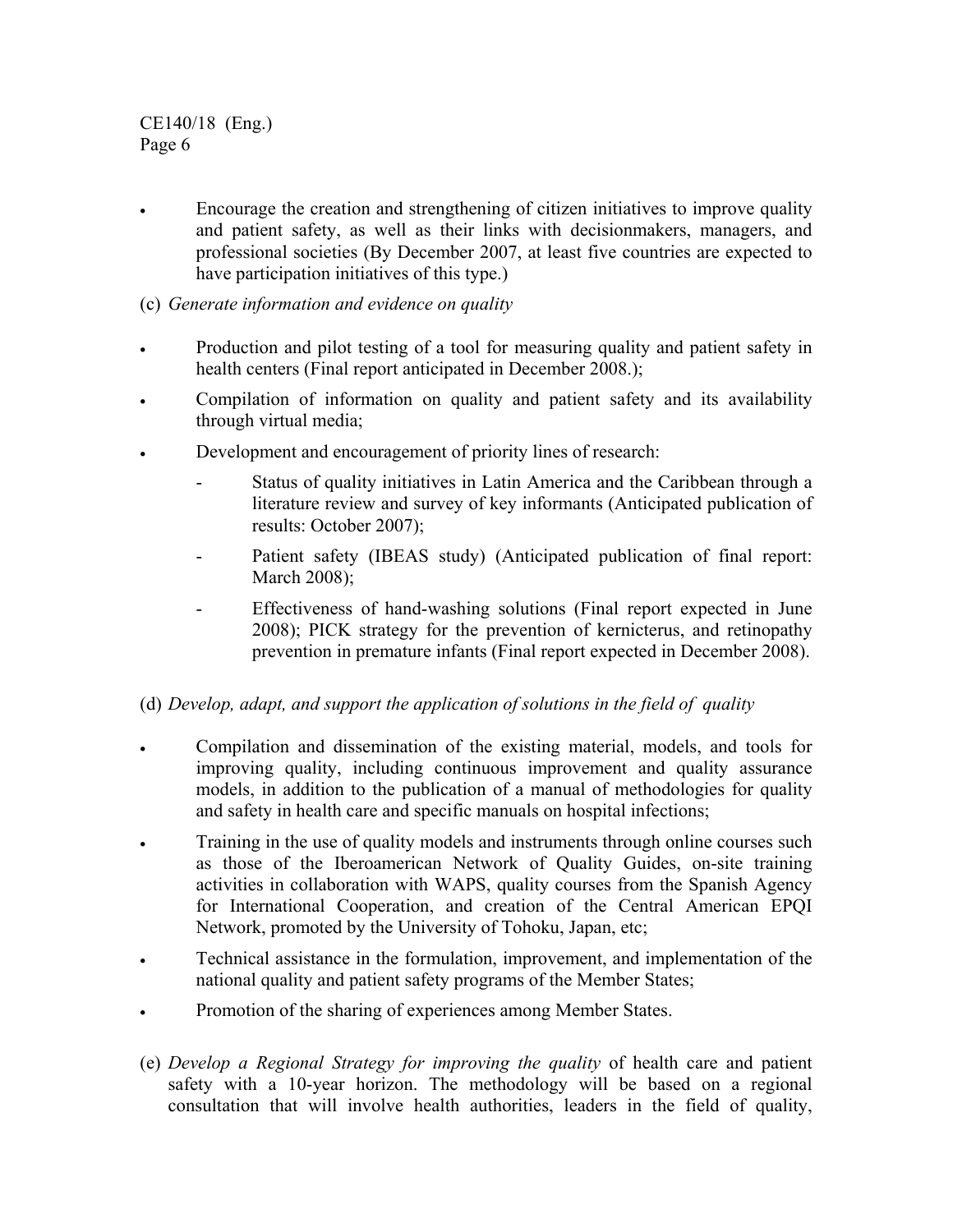- Encourage the creation and strengthening of citizen initiatives to improve quality and patient safety, as well as their links with decisionmakers, managers, and professional societies (By December 2007, at least five countries are expected to have participation initiatives of this type.)

(c) *Generate information and evidence on quality*

- Production and pilot testing of a tool for measuring quality and patient safety in health centers (Final report anticipated in December 2008.);
- Compilation of information on quality and patient safety and its availability through virtual media;
- Development and encouragement of priority lines of research:
  - Status of quality initiatives in Latin America and the Caribbean through a literature review and survey of key informants (Anticipated publication of results: October 2007);
  - Patient safety (IBEAS study) (Anticipated publication of final report: March 2008);
  - Effectiveness of hand-washing solutions (Final report expected in June 2008); PICK strategy for the prevention of kernicterus, and retinopathy prevention in premature infants (Final report expected in December 2008).

(d) *Develop, adapt, and support the application of solutions in the field of quality*

- Compilation and dissemination of the existing material, models, and tools for improving quality, including continuous improvement and quality assurance models, in addition to the publication of a manual of methodologies for quality and safety in health care and specific manuals on hospital infections;
- Training in the use of quality models and instruments through online courses such as those of the Iberoamerican Network of Quality Guides, on-site training activities in collaboration with WAPS, quality courses from the Spanish Agency for International Cooperation, and creation of the Central American EPQI Network, promoted by the University of Tohoku, Japan, etc;
- Technical assistance in the formulation, improvement, and implementation of the national quality and patient safety programs of the Member States;
- Promotion of the sharing of experiences among Member States.

(e) *Develop a Regional Strategy for improving the quality* of health care and patient safety with a 10-year horizon. The methodology will be based on a regional consultation that will involve health authorities, leaders in the field of quality,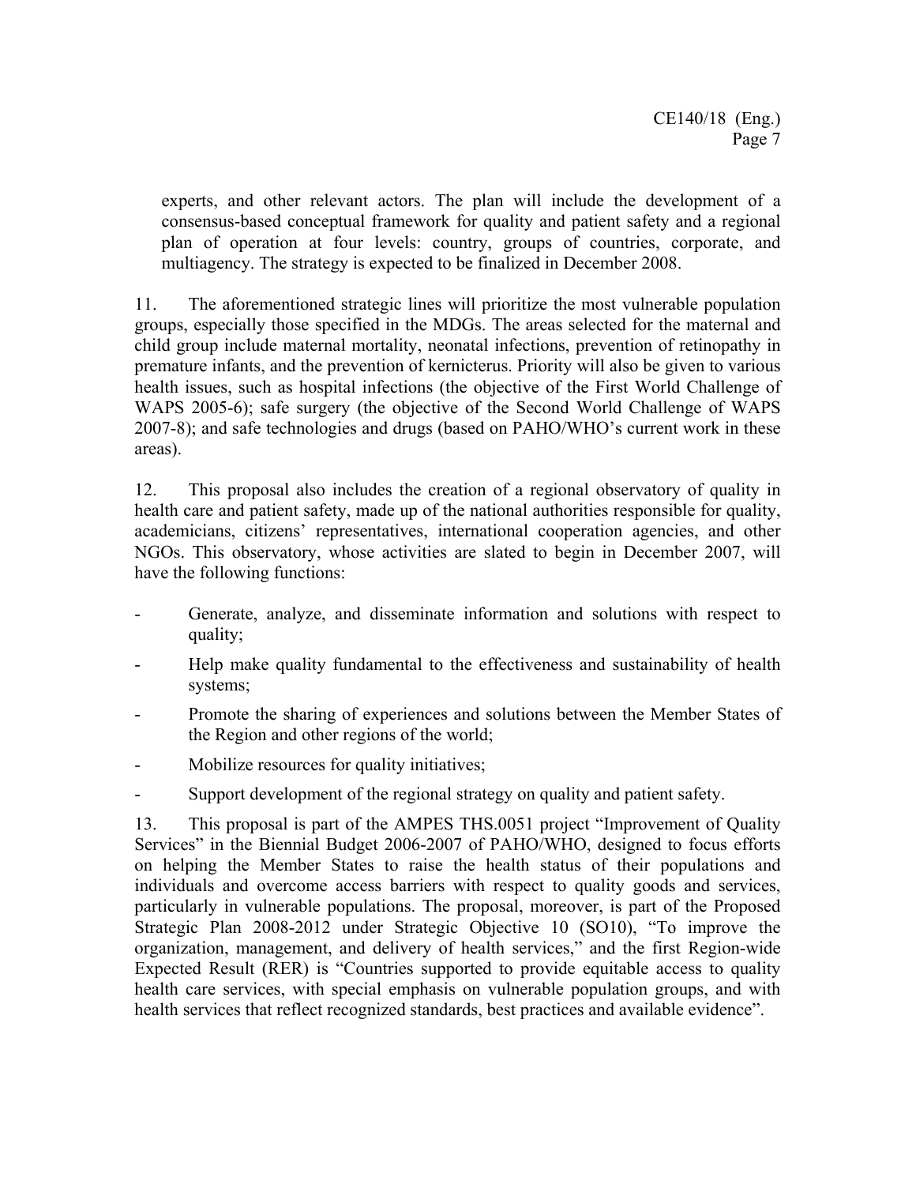experts, and other relevant actors. The plan will include the development of a consensus-based conceptual framework for quality and patient safety and a regional plan of operation at four levels: country, groups of countries, corporate, and multiagency. The strategy is expected to be finalized in December 2008.

11. The aforementioned strategic lines will prioritize the most vulnerable population groups, especially those specified in the MDGs. The areas selected for the maternal and child group include maternal mortality, neonatal infections, prevention of retinopathy in premature infants, and the prevention of kernicterus. Priority will also be given to various health issues, such as hospital infections (the objective of the First World Challenge of WAPS 2005-6); safe surgery (the objective of the Second World Challenge of WAPS 2007-8); and safe technologies and drugs (based on PAHO/WHO's current work in these areas).

12. This proposal also includes the creation of a regional observatory of quality in health care and patient safety, made up of the national authorities responsible for quality, academicians, citizens' representatives, international cooperation agencies, and other NGOs. This observatory, whose activities are slated to begin in December 2007, will have the following functions:

- Generate, analyze, and disseminate information and solutions with respect to quality;
- Help make quality fundamental to the effectiveness and sustainability of health systems;
- Promote the sharing of experiences and solutions between the Member States of the Region and other regions of the world;
- Mobilize resources for quality initiatives;
- Support development of the regional strategy on quality and patient safety.

13. This proposal is part of the AMPES THS.0051 project "Improvement of Quality Services" in the Biennial Budget 2006-2007 of PAHO/WHO, designed to focus efforts on helping the Member States to raise the health status of their populations and individuals and overcome access barriers with respect to quality goods and services, particularly in vulnerable populations. The proposal, moreover, is part of the Proposed Strategic Plan 2008-2012 under Strategic Objective 10 (SO10), "To improve the organization, management, and delivery of health services," and the first Region-wide Expected Result (RER) is "Countries supported to provide equitable access to quality health care services, with special emphasis on vulnerable population groups, and with health services that reflect recognized standards, best practices and available evidence".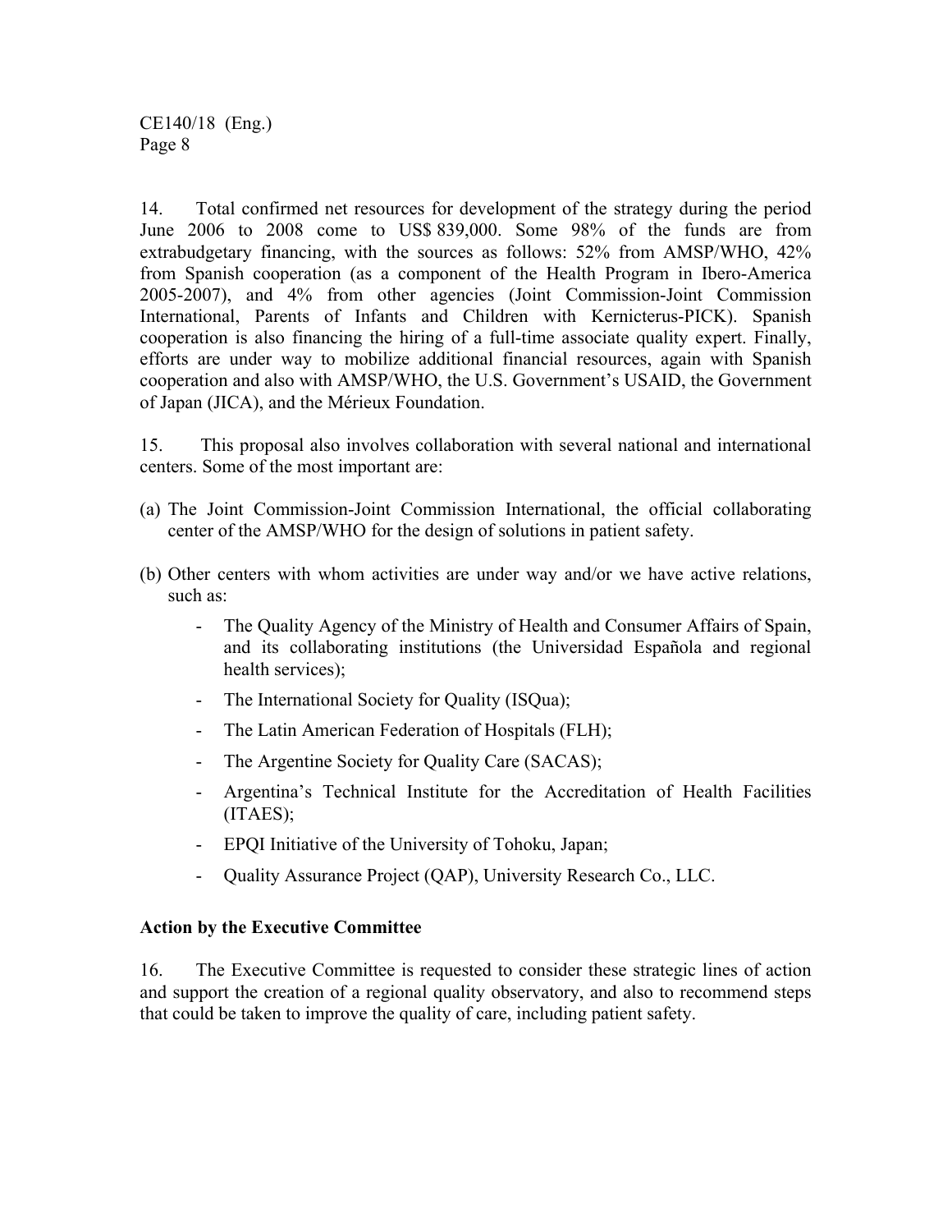14. Total confirmed net resources for development of the strategy during the period June 2006 to 2008 come to US$ 839,000. Some 98% of the funds are from extrabudgetary financing, with the sources as follows: 52% from AMSP/WHO, 42% from Spanish cooperation (as a component of the Health Program in Ibero-America 2005-2007), and 4% from other agencies (Joint Commission-Joint Commission International, Parents of Infants and Children with Kernicterus-PICK). Spanish cooperation is also financing the hiring of a full-time associate quality expert. Finally, efforts are under way to mobilize additional financial resources, again with Spanish cooperation and also with AMSP/WHO, the U.S. Government's USAID, the Government of Japan (JICA), and the Mérieux Foundation.

15. This proposal also involves collaboration with several national and international centers. Some of the most important are:

(a) The Joint Commission-Joint Commission International, the official collaborating center of the AMSP/WHO for the design of solutions in patient safety.

(b) Other centers with whom activities are under way and/or we have active relations, such as:

- The Quality Agency of the Ministry of Health and Consumer Affairs of Spain, and its collaborating institutions (the Universidad Española and regional health services);
- The International Society for Quality (ISQua);
- The Latin American Federation of Hospitals (FLH);
- The Argentine Society for Quality Care (SACAS);
- Argentina's Technical Institute for the Accreditation of Health Facilities (ITAES);
- EPQI Initiative of the University of Tohoku, Japan;
- Quality Assurance Project (QAP), University Research Co., LLC.

**Action by the Executive Committee**

16. The Executive Committee is requested to consider these strategic lines of action and support the creation of a regional quality observatory, and also to recommend steps that could be taken to improve the quality of care, including patient safety.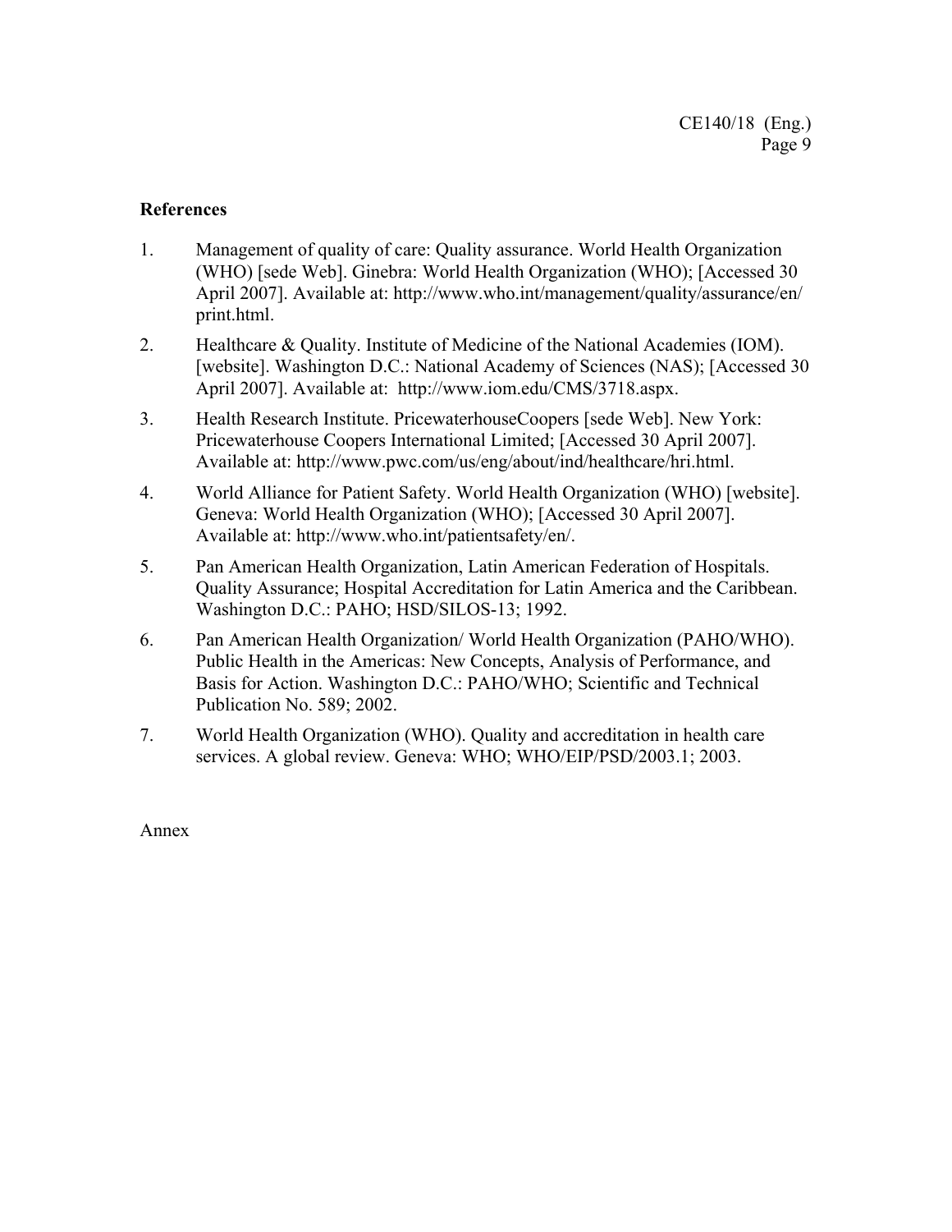**References**

1. Management of quality of care: Quality assurance. World Health Organization (WHO) [sede Web]. Ginebra: World Health Organization (WHO); [Accessed 30 April 2007]. Available at: http://www.who.int/management/quality/assurance/en/print.html.

2. Healthcare & Quality. Institute of Medicine of the National Academies (IOM). [website]. Washington D.C.: National Academy of Sciences (NAS); [Accessed 30 April 2007]. Available at: http://www.iom.edu/CMS/3718.aspx.

3. Health Research Institute. PricewaterhouseCoopers [sede Web]. New York: Pricewaterhouse Coopers International Limited; [Accessed 30 April 2007]. Available at: http://www.pwc.com/us/eng/about/ind/healthcare/hri.html.

4. World Alliance for Patient Safety. World Health Organization (WHO) [website]. Geneva: World Health Organization (WHO); [Accessed 30 April 2007]. Available at: http://www.who.int/patientsafety/en/.

5. Pan American Health Organization, Latin American Federation of Hospitals. Quality Assurance; Hospital Accreditation for Latin America and the Caribbean. Washington D.C.: PAHO; HSD/SILOS-13; 1992.

6. Pan American Health Organization/ World Health Organization (PAHO/WHO). Public Health in the Americas: New Concepts, Analysis of Performance, and Basis for Action. Washington D.C.: PAHO/WHO; Scientific and Technical Publication No. 589; 2002.

7. World Health Organization (WHO). Quality and accreditation in health care services. A global review. Geneva: WHO; WHO/EIP/PSD/2003.1; 2003.

Annex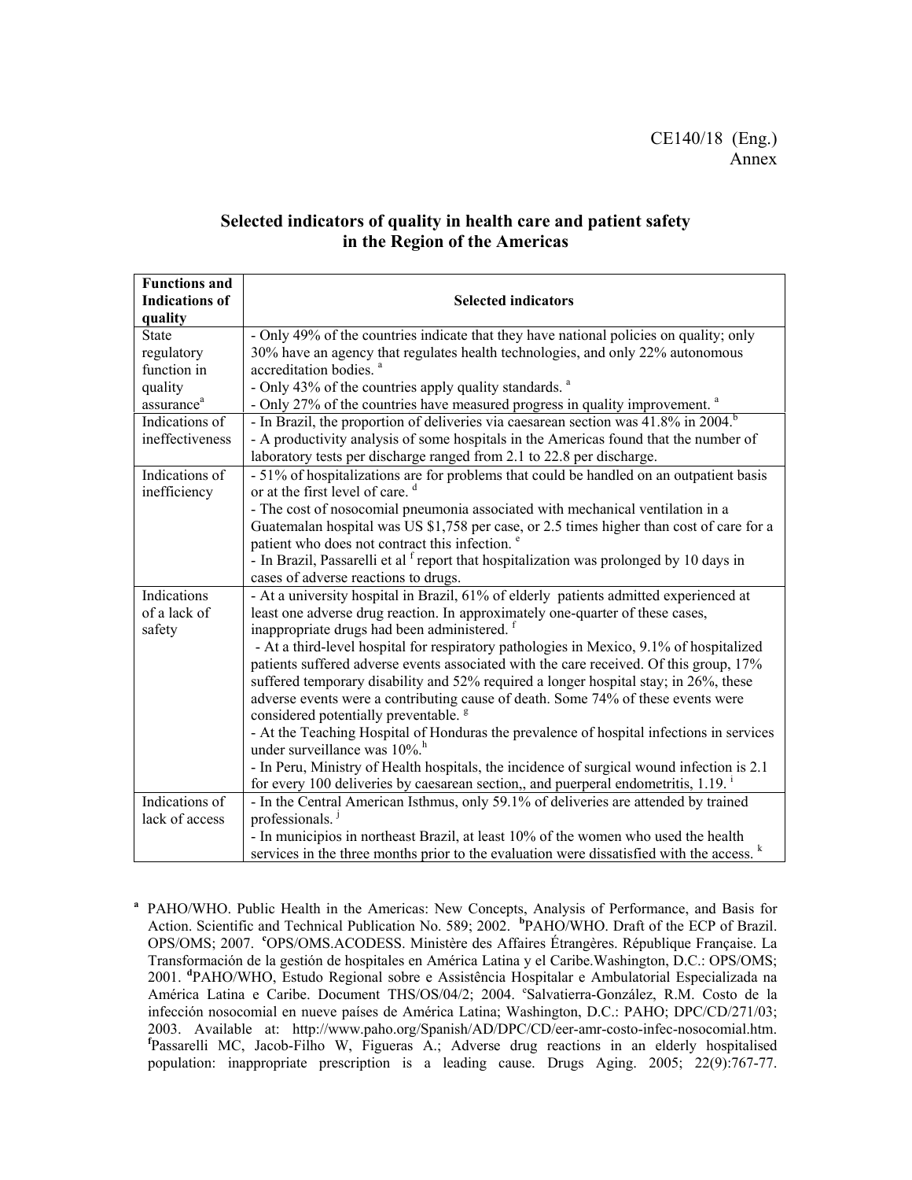CE140/18 (Eng.)
Annex

## Selected indicators of quality in health care and patient safety in the Region of the Americas

| Functions and Indications of quality | Selected indicators |
|---|---|
| State regulatory function in quality assurance[a] | - Only 49% of the countries indicate that they have national policies on quality; only 30% have an agency that regulates health technologies, and only 22% autonomous accreditation bodies. [a]<br>- Only 43% of the countries apply quality standards. [a]<br>- Only 27% of the countries have measured progress in quality improvement. [a] |
| Indications of ineffectiveness | - In Brazil, the proportion of deliveries via caesarean section was 41.8% in 2004.[b]<br>- A productivity analysis of some hospitals in the Americas found that the number of laboratory tests per discharge ranged from 2.1 to 22.8 per discharge. |
| Indications of inefficiency | - 51% of hospitalizations are for problems that could be handled on an outpatient basis or at the first level of care. [d]<br>- The cost of nosocomial pneumonia associated with mechanical ventilation in a Guatemalan hospital was US $1,758 per case, or 2.5 times higher than cost of care for a patient who does not contract this infection. [e]<br>- In Brazil, Passarelli et al [f] report that hospitalization was prolonged by 10 days in cases of adverse reactions to drugs. |
| Indications of a lack of safety | - At a university hospital in Brazil, 61% of elderly patients admitted experienced at least one adverse drug reaction. In approximately one-quarter of these cases, inappropriate drugs had been administered. [f]<br>- At a third-level hospital for respiratory pathologies in Mexico, 9.1% of hospitalized patients suffered adverse events associated with the care received. Of this group, 17% suffered temporary disability and 52% required a longer hospital stay; in 26%, these adverse events were a contributing cause of death. Some 74% of these events were considered potentially preventable. [g]<br>- At the Teaching Hospital of Honduras the prevalence of hospital infections in services under surveillance was 10%.[h]<br>- In Peru, Ministry of Health hospitals, the incidence of surgical wound infection is 2.1 for every 100 deliveries by caesarean section,, and puerperal endometritis, 1.19. [i] |
| Indications of lack of access | - In the Central American Isthmus, only 59.1% of deliveries are attended by trained professionals. [j]<br>- In municipios in northeast Brazil, at least 10% of the women who used the health services in the three months prior to the evaluation were dissatisfied with the access. [k] |

[a] PAHO/WHO. Public Health in the Americas: New Concepts, Analysis of Performance, and Basis for Action. Scientific and Technical Publication No. 589; 2002. [b]PAHO/WHO. Draft of the ECP of Brazil. OPS/OMS; 2007. [c]OPS/OMS.ACODESS. Ministère des Affaires Étrangères. République Française. La Transformación de la gestión de hospitales en América Latina y el Caribe.Washington, D.C.: OPS/OMS; 2001. [d]PAHO/WHO, Estudo Regional sobre e Assistência Hospitalar e Ambulatorial Especializada na América Latina e Caribe. Document THS/OS/04/2; 2004. [e]Salvatierra-González, R.M. Costo de la infección nosocomial en nueve países de América Latina; Washington, D.C.: PAHO; DPC/CD/271/03; 2003. Available at: http://www.paho.org/Spanish/AD/DPC/CD/eer-amr-costo-infec-nosocomial.htm. [f]Passarelli MC, Jacob-Filho W, Figueras A.; Adverse drug reactions in an elderly hospitalised population: inappropriate prescription is a leading cause. Drugs Aging. 2005; 22(9):767-77.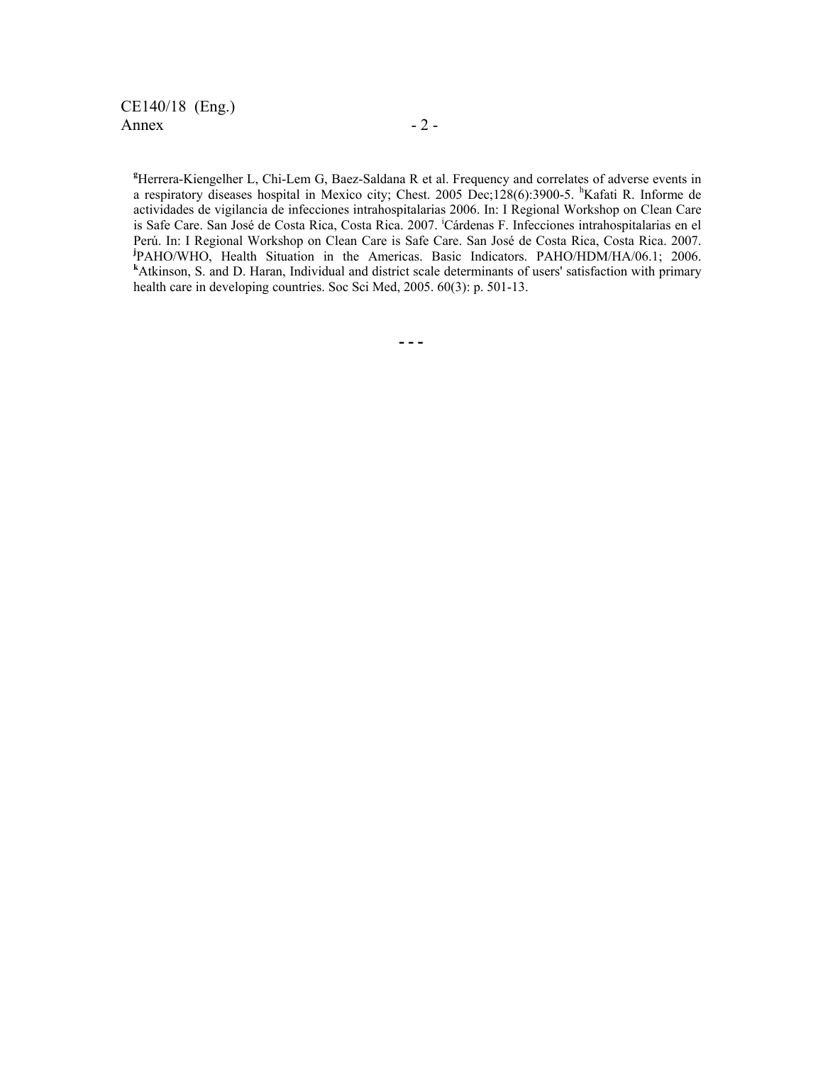[g]Herrera-Kiengelher L, Chi-Lem G, Baez-Saldana R et al. Frequency and correlates of adverse events in a respiratory diseases hospital in Mexico city; Chest. 2005 Dec;128(6):3900-5. [h]Kafati R. Informe de actividades de vigilancia de infecciones intrahospitalarias 2006. In: I Regional Workshop on Clean Care is Safe Care. San José de Costa Rica, Costa Rica. 2007. [i]Cárdenas F. Infecciones intrahospitalarias en el Perú. In: I Regional Workshop on Clean Care is Safe Care. San José de Costa Rica, Costa Rica. 2007. [j]PAHO/WHO, Health Situation in the Americas. Basic Indicators. PAHO/HDM/HA/06.1; 2006. [k]Atkinson, S. and D. Haran, Individual and district scale determinants of users' satisfaction with primary health care in developing countries. Soc Sci Med, 2005. 60(3): p. 501-13.

- - -